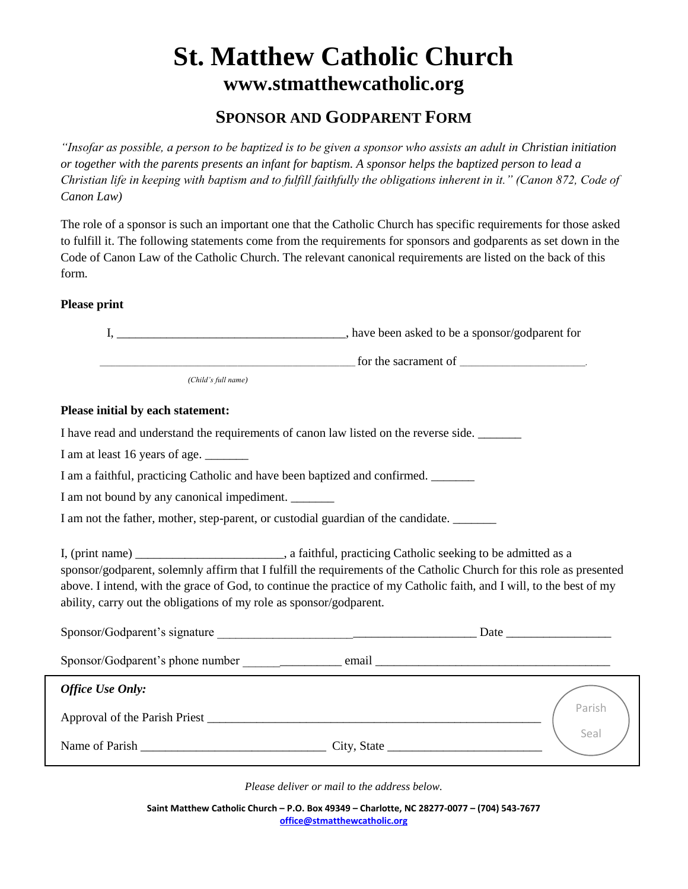# St. Matthew Catholic Church

## www.stmatthewcatholic.org

### Sponsor and Godparent Form

*"Insofar as possible, a person to be baptized is to be given a sponsor who assists an adult in Christian initiation or together with the parents presents an infant for baptism. A sponsor helps the baptized person to lead a Christian life in keeping with baptism and to fulfill faithfully the obligations inherent in it." (Canon 872, Code of Canon Law)*

The role of a sponsor is such an important one that the Catholic Church has specific requirements for those asked to fulfill it. The following statements come from the requirements for sponsors and godparents as set down in the Code of Canon Law of the Catholic Church. The relevant canonical requirements are listed on the back of this form.

**Please print**

I, ____________________________________, have been asked to be a sponsor/godparent for

__________________________________________ for the sacrament of ____________________.
*(Child's full name)*

**Please initial by each statement:**

I have read and understand the requirements of canon law listed on the reverse side. _______

I am at least 16 years of age. _______

I am a faithful, practicing Catholic and have been baptized and confirmed. _______

I am not bound by any canonical impediment. _______

I am not the father, mother, step-parent, or custodial guardian of the candidate. _______

I, (print name) ________________________, a faithful, practicing Catholic seeking to be admitted as a sponsor/godparent, solemnly affirm that I fulfill the requirements of the Catholic Church for this role as presented above. I intend, with the grace of God, to continue the practice of my Catholic faith, and I will, to the best of my ability, carry out the obligations of my role as sponsor/godparent.

Sponsor/Godparent's signature __________________________________________ Date ________________

Sponsor/Godparent's phone number ________________ email ______________________________________

***Office Use Only:***

Approval of the Parish Priest ________________________________________________________

Name of Parish ______________________________ City, State ________________________

Parish Seal

*Please deliver or mail to the address below.*

**Saint Matthew Catholic Church – P.O. Box 49349 – Charlotte, NC 28277-0077 – (704) 543-7677**
**office@stmatthewcatholic.org**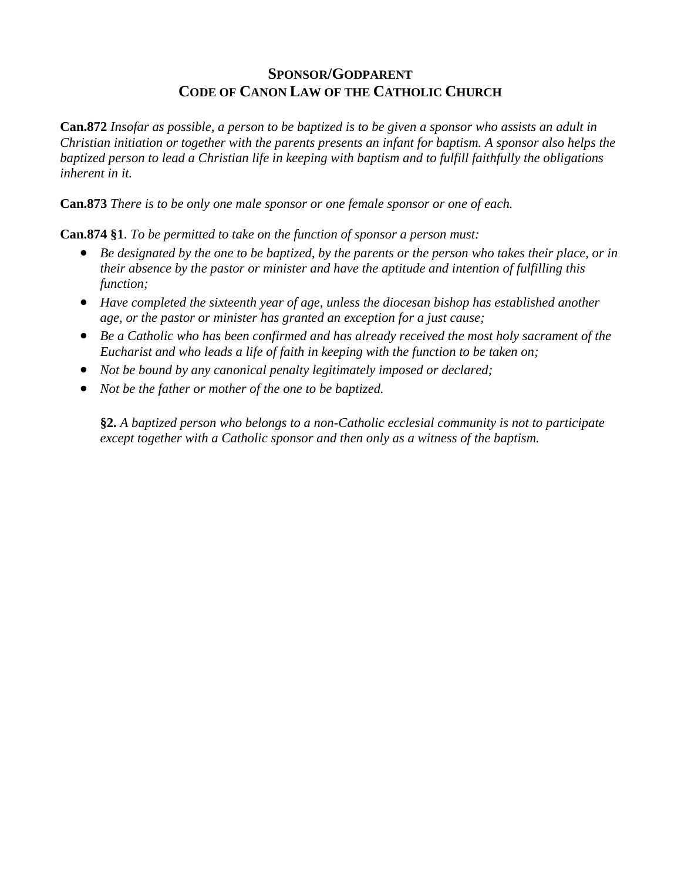# SPONSOR/GODPARENT
# CODE OF CANON LAW OF THE CATHOLIC CHURCH

**Can.872** *Insofar as possible, a person to be baptized is to be given a sponsor who assists an adult in Christian initiation or together with the parents presents an infant for baptism. A sponsor also helps the baptized person to lead a Christian life in keeping with baptism and to fulfill faithfully the obligations inherent in it.*

**Can.873** *There is to be only one male sponsor or one female sponsor or one of each.*

**Can.874 §1**. *To be permitted to take on the function of sponsor a person must:*

- *Be designated by the one to be baptized, by the parents or the person who takes their place, or in their absence by the pastor or minister and have the aptitude and intention of fulfilling this function;*
- *Have completed the sixteenth year of age, unless the diocesan bishop has established another age, or the pastor or minister has granted an exception for a just cause;*
- *Be a Catholic who has been confirmed and has already received the most holy sacrament of the Eucharist and who leads a life of faith in keeping with the function to be taken on;*
- *Not be bound by any canonical penalty legitimately imposed or declared;*
- *Not be the father or mother of the one to be baptized.*

**§2.** *A baptized person who belongs to a non-Catholic ecclesial community is not to participate except together with a Catholic sponsor and then only as a witness of the baptism.*